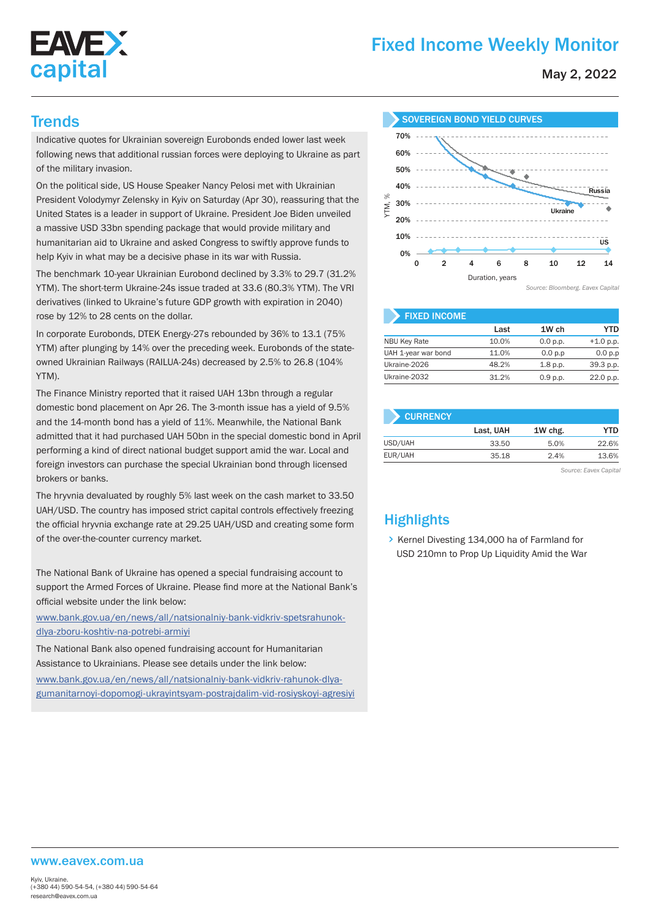# Fixed Income Weekly Monitor

May 2, 2022

## Trends

Indicative quotes for Ukrainian sovereign Eurobonds ended lower last week following news that additional russian forces were deploying to Ukraine as part of the military invasion.

On the political side, US House Speaker Nancy Pelosi met with Ukrainian President Volodymyr Zelensky in Kyiv on Saturday (Apr 30), reassuring that the United States is a leader in support of Ukraine. President Joe Biden unveiled a massive USD 33bn spending package that would provide military and humanitarian aid to Ukraine and asked Congress to swiftly approve funds to help Kyiv in what may be a decisive phase in its war with Russia.

The benchmark 10-year Ukrainian Eurobond declined by 3.3% to 29.7 (31.2% YTM). The short-term Ukraine-24s issue traded at 33.6 (80.3% YTM). The VRI derivatives (linked to Ukraine's future GDP growth with expiration in 2040) rose by 12% to 28 cents on the dollar.

In corporate Eurobonds, DTEK Energy-27s rebounded by 36% to 13.1 (75% YTM) after plunging by 14% over the preceding week. Eurobonds of the state-owned Ukrainian Railways (RAILUA-24s) decreased by 2.5% to 26.8 (104% YTM).

The Finance Ministry reported that it raised UAH 13bn through a regular domestic bond placement on Apr 26. The 3-month issue has a yield of 9.5% and the 14-month bond has a yield of 11%. Meanwhile, the National Bank admitted that it had purchased UAH 50bn in the special domestic bond in April performing a kind of direct national budget support amid the war. Local and foreign investors can purchase the special Ukrainian bond through licensed brokers or banks.

The hryvnia devaluated by roughly 5% last week on the cash market to 33.50 UAH/USD. The country has imposed strict capital controls effectively freezing the official hryvnia exchange rate at 29.25 UAH/USD and creating some form of the over-the-counter currency market.

The National Bank of Ukraine has opened a special fundraising account to support the Armed Forces of Ukraine. Please find more at the National Bank's official website under the link below:

www.bank.gov.ua/en/news/all/natsionalniy-bank-vidkriv-spetsrahunok-dlya-zboru-koshtiv-na-potrebi-armiyi

The National Bank also opened fundraising account for Humanitarian Assistance to Ukrainians. Please see details under the link below:

www.bank.gov.ua/en/news/all/natsionalniy-bank-vidkriv-rahunok-dlya-gumanitarnoyi-dopomogi-ukrayintsyam-postrajdalim-vid-rosiyskoyi-agresiyi

## SOVEREIGN BOND YIELD CURVES

*Source: Bloomberg. Eavex Capital*

## FIXED INCOME

| | Last | 1W ch | YTD |
|---|---|---|---|
| NBU Key Rate | 10.0% | 0.0 p.p. | +1.0 p.p. |
| UAH 1-year war bond | 11.0% | 0.0 p.p | 0.0 p.p |
| Ukraine-2026 | 48.2% | 1.8 p.p. | 39.3 p.p. |
| Ukraine-2032 | 31.2% | 0.9 p.p. | 22.0 p.p. |

## CURRENCY

| | Last, UAH | 1W chg. | YTD |
|---|---|---|---|
| USD/UAH | 33.50 | 5.0% | 22.6% |
| EUR/UAH | 35.18 | 2.4% | 13.6% |

*Source: Eavex Capital*

## Highlights

- Kernel Divesting 134,000 ha of Farmland for USD 210mn to Prop Up Liquidity Amid the War

www.eavex.com.ua

Kyiv, Ukraine.
(+380 44) 590-54-54, (+380 44) 590-54-64
research@eavex.com.ua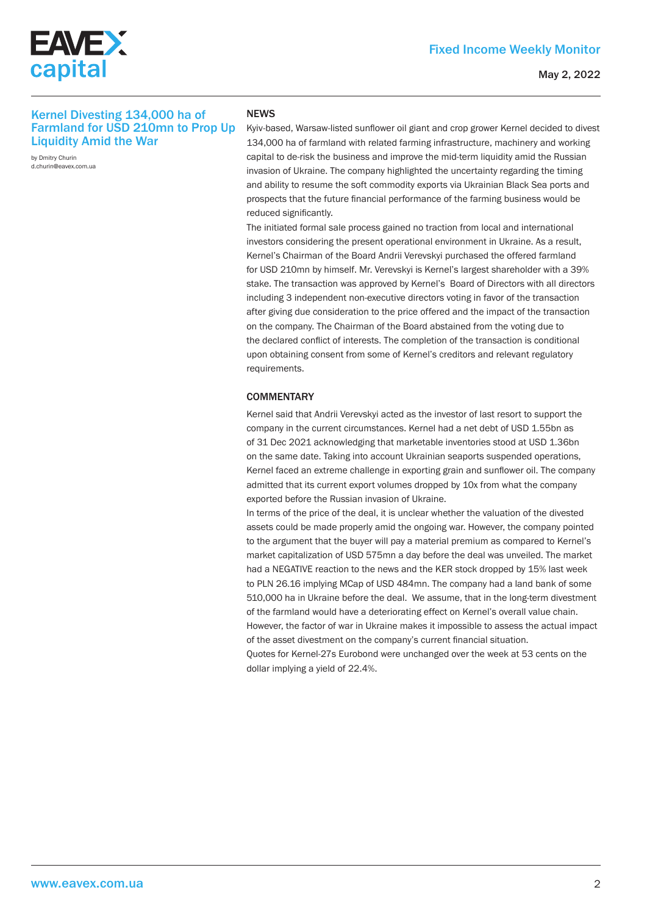## Kernel Divesting 134,000 ha of Farmland for USD 210mn to Prop Up Liquidity Amid the War

by Dmitry Churin
d.churin@eavex.com.ua

### NEWS

Kyiv-based, Warsaw-listed sunflower oil giant and crop grower Kernel decided to divest 134,000 ha of farmland with related farming infrastructure, machinery and working capital to de-risk the business and improve the mid-term liquidity amid the Russian invasion of Ukraine. The company highlighted the uncertainty regarding the timing and ability to resume the soft commodity exports via Ukrainian Black Sea ports and prospects that the future financial performance of the farming business would be reduced significantly.

The initiated formal sale process gained no traction from local and international investors considering the present operational environment in Ukraine. As a result, Kernel's Chairman of the Board Andrii Verevskyi purchased the offered farmland for USD 210mn by himself. Mr. Verevskyi is Kernel's largest shareholder with a 39% stake. The transaction was approved by Kernel's Board of Directors with all directors including 3 independent non-executive directors voting in favor of the transaction after giving due consideration to the price offered and the impact of the transaction on the company. The Chairman of the Board abstained from the voting due to the declared conflict of interests. The completion of the transaction is conditional upon obtaining consent from some of Kernel's creditors and relevant regulatory requirements.

### COMMENTARY

Kernel said that Andrii Verevskyi acted as the investor of last resort to support the company in the current circumstances. Kernel had a net debt of USD 1.55bn as of 31 Dec 2021 acknowledging that marketable inventories stood at USD 1.36bn on the same date. Taking into account Ukrainian seaports suspended operations, Kernel faced an extreme challenge in exporting grain and sunflower oil. The company admitted that its current export volumes dropped by 10x from what the company exported before the Russian invasion of Ukraine.

In terms of the price of the deal, it is unclear whether the valuation of the divested assets could be made properly amid the ongoing war. However, the company pointed to the argument that the buyer will pay a material premium as compared to Kernel's market capitalization of USD 575mn a day before the deal was unveiled. The market had a NEGATIVE reaction to the news and the KER stock dropped by 15% last week to PLN 26.16 implying MCap of USD 484mn. The company had a land bank of some 510,000 ha in Ukraine before the deal. We assume, that in the long-term divestment of the farmland would have a deteriorating effect on Kernel's overall value chain. However, the factor of war in Ukraine makes it impossible to assess the actual impact of the asset divestment on the company's current financial situation.

Quotes for Kernel-27s Eurobond were unchanged over the week at 53 cents on the dollar implying a yield of 22.4%.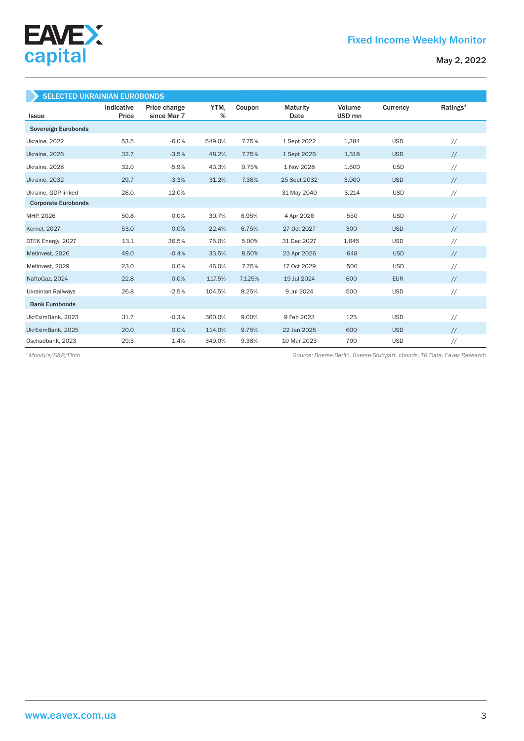## SELECTED UKRAINIAN EUROBONDS

| Issue | Indicative Price | Price change since Mar 7 | YTM, % | Coupon | Maturity Date | Volume USD mn | Currency | Ratings[1] |
|---|---|---|---|---|---|---|---|---|
| **Sovereign Eurobonds** | | | | | | | | |
| Ukraine, 2022 | 53.5 | -6.0% | 549.0% | 7.75% | 1 Sept 2022 | 1,384 | USD | // |
| Ukraine, 2026 | 32.7 | -3.5% | 48.2% | 7.75% | 1 Sept 2026 | 1,318 | USD | // |
| Ukraine, 2028 | 32.0 | -5.9% | 43.3% | 9.75% | 1 Nov 2028 | 1,600 | USD | // |
| Ukraine, 2032 | 29.7 | -3.3% | 31.2% | 7.38% | 25 Sept 2032 | 3,000 | USD | // |
| Ukraine, GDP-linked | 28.0 | 12.0% | | | 31 May 2040 | 3,214 | USD | // |
| **Corporate Eurobonds** | | | | | | | | |
| MHP, 2026 | 50.8 | 0.0% | 30.7% | 6.95% | 4 Apr 2026 | 550 | USD | // |
| Kernel, 2027 | 53.0 | 0.0% | 22.4% | 6.75% | 27 Oct 2027 | 300 | USD | // |
| DTEK Energy, 2027 | 13.1 | 36.5% | 75.0% | 5.00% | 31 Dec 2027 | 1,645 | USD | // |
| Metinvest, 2026 | 49.0 | -0.4% | 33.5% | 8.50% | 23 Apr 2026 | 648 | USD | // |
| Metinvest, 2029 | 23.0 | 0.0% | 46.0% | 7.75% | 17 Oct 2029 | 500 | USD | // |
| NaftoGaz, 2024 | 22.8 | 0.0% | 117.5% | 7.125% | 19 Jul 2024 | 600 | EUR | // |
| Ukrainian Railways | 26.8 | -2.5% | 104.5% | 8.25% | 9 Jul 2024 | 500 | USD | // |
| **Bank Eurobonds** | | | | | | | | |
| UkrEximBank, 2023 | 31.7 | -0.3% | 360.0% | 9.00% | 9 Feb 2023 | 125 | USD | // |
| UkrEximBank, 2025 | 20.0 | 0.0% | 114.0% | 9.75% | 22 Jan 2025 | 600 | USD | // |
| Oschadbank, 2023 | 29.3 | 1.4% | 349.0% | 9.38% | 10 Mar 2023 | 700 | USD | // |

*[1] Moody's/S&P/Fitch*

*Source: Boerse-Berlin, Boerse-Stuttgart. cbonds, TR Data, Eavex Research*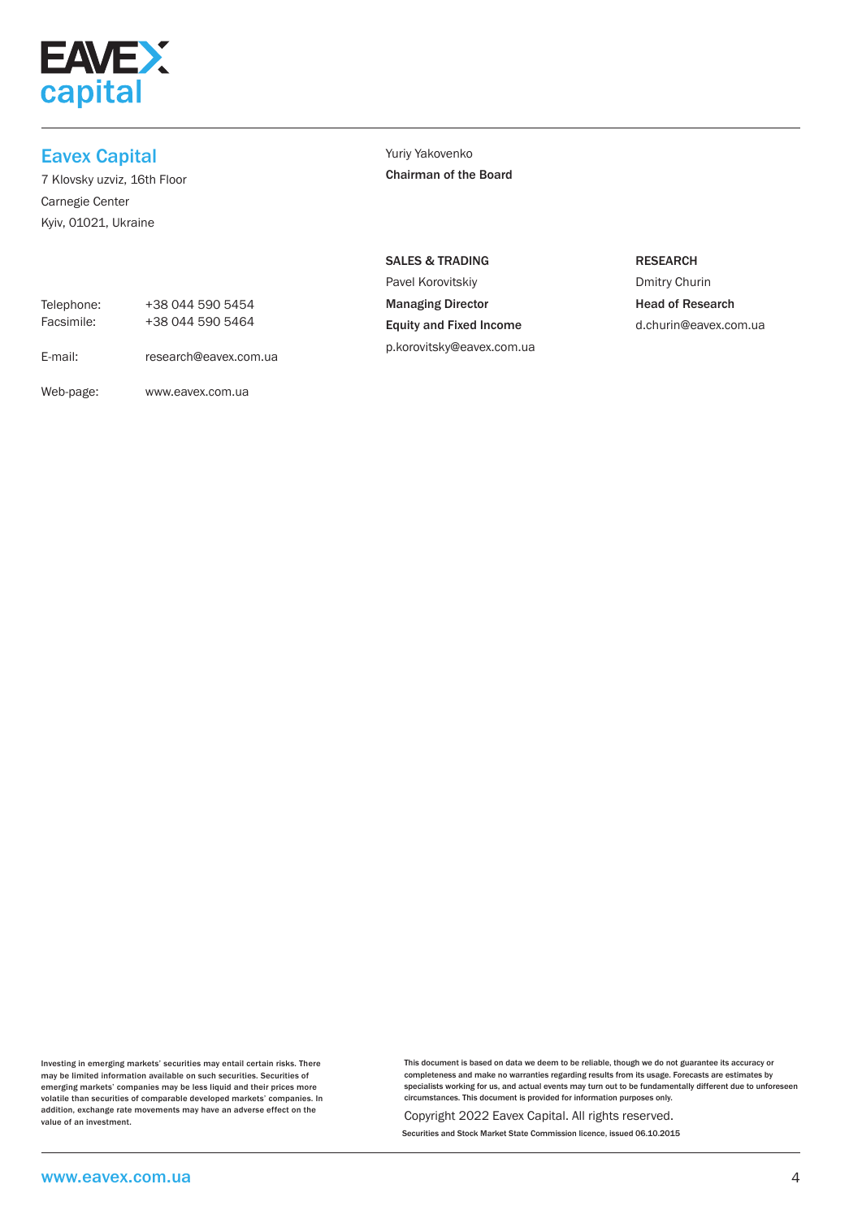EAVEX capital

## Eavex Capital

7 Klovsky uzviz, 16th Floor
Carnegie Center
Kyiv, 01021, Ukraine

| | |
|---|---|
| Telephone: | +38 044 590 5454 |
| Facsimile: | +38 044 590 5464 |
| E-mail: | research@eavex.com.ua |
| Web-page: | www.eavex.com.ua |

Yuriy Yakovenko
**Chairman of the Board**

**SALES & TRADING**

Pavel Korovitskiy
**Managing Director**
**Equity and Fixed Income**
p.korovitsky@eavex.com.ua

**RESEARCH**

Dmitry Churin
**Head of Research**
d.churin@eavex.com.ua

Investing in emerging markets' securities may entail certain risks. There may be limited information available on such securities. Securities of emerging markets' companies may be less liquid and their prices more volatile than securities of comparable developed markets' companies. In addition, exchange rate movements may have an adverse effect on the value of an investment.

This document is based on data we deem to be reliable, though we do not guarantee its accuracy or completeness and make no warranties regarding results from its usage. Forecasts are estimates by specialists working for us, and actual events may turn out to be fundamentally different due to unforeseen circumstances. This document is provided for information purposes only.

Copyright 2022 Eavex Capital. All rights reserved.

Securities and Stock Market State Commission licence, issued 06.10.2015